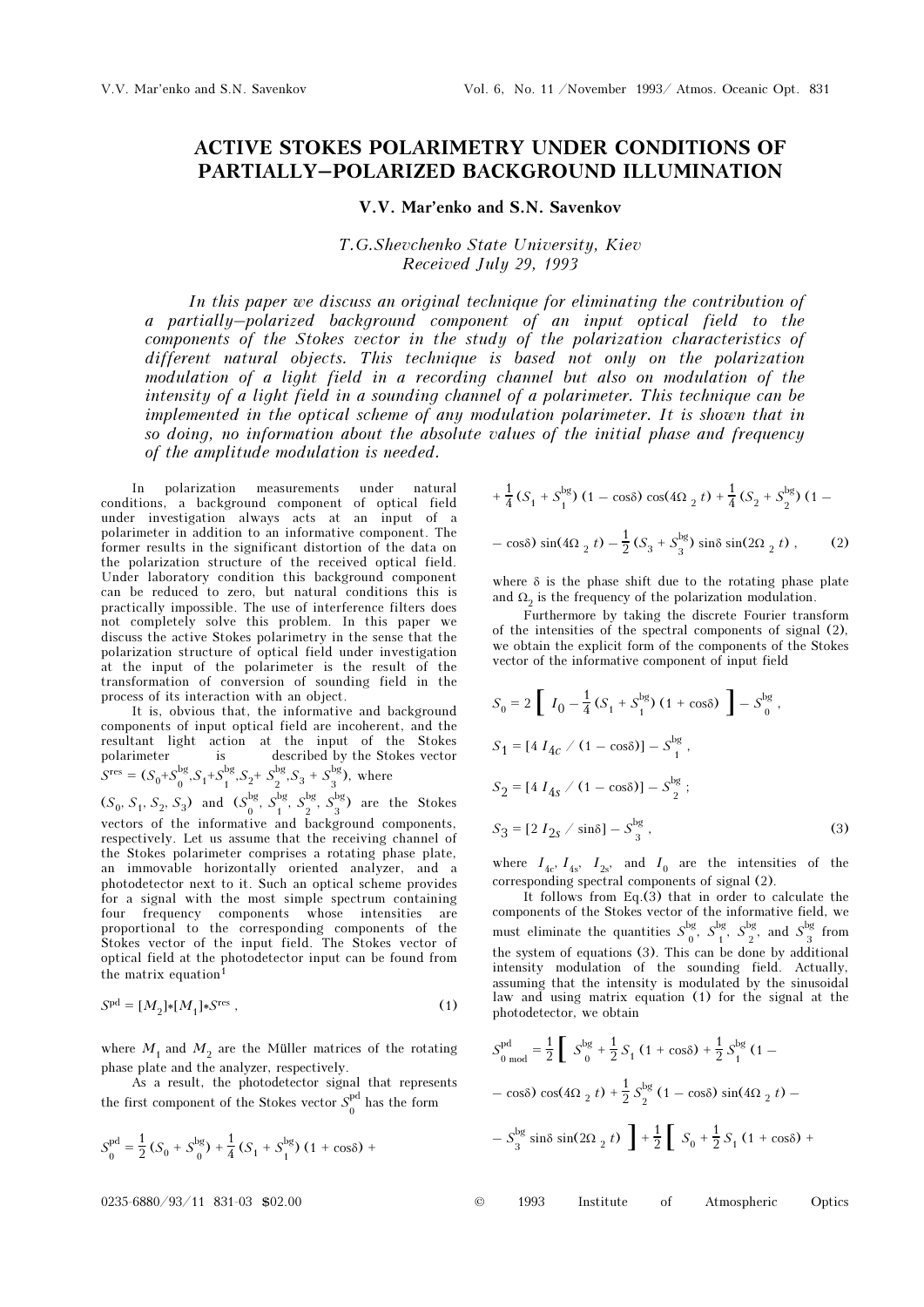# ACTIVE STOKES POLARIMETRY UNDER CONDITIONS OF PARTIALLY–POLARIZED BACKGROUND ILLUMINATION

**V.V. Mar'enko and S.N. Savenkov**

*T.G.Shevchenko State University, Kiev*
*Received July 29, 1993*

*In this paper we discuss an original technique for eliminating the contribution of a partially–polarized background component of an input optical field to the components of the Stokes vector in the study of the polarization characteristics of different natural objects. This technique is based not only on the polarization modulation of a light field in a recording channel but also on modulation of the intensity of a light field in a sounding channel of a polarimeter. This technique can be implemented in the optical scheme of any modulation polarimeter. It is shown that in so doing, no information about the absolute values of the initial phase and frequency of the amplitude modulation is needed.*

In polarization measurements under natural conditions, a background component of optical field under investigation always acts at an input of a polarimeter in addition to an informative component. The former results in the significant distortion of the data on the polarization structure of the received optical field. Under laboratory condition this background component can be reduced to zero, but natural conditions this is practically impossible. The use of interference filters does not completely solve this problem. In this paper we discuss the active Stokes polarimetry in the sense that the polarization structure of optical field under investigation at the input of the polarimeter is the result of the transformation of conversion of sounding field in the process of its interaction with an object.

It is, obvious that, the informative and background components of input optical field are incoherent, and the resultant light action at the input of the Stokes polarimeter is described by the Stokes vector $S^{\rm res} = (S_0+S_0^{\rm bg}, S_1+S_1^{\rm bg}, S_2+S_2^{\rm bg}, S_3+S_3^{\rm bg})$, where $(S_0, S_1, S_2, S_3)$ and $(S_0^{\rm bg}, S_1^{\rm bg}, S_2^{\rm bg}, S_3^{\rm bg})$ are the Stokes vectors of the informative and background components, respectively. Let us assume that the receiving channel of the Stokes polarimeter comprises a rotating phase plate, an immovable horizontally oriented analyzer, and a photodetector next to it. Such an optical scheme provides for a signal with the most simple spectrum containing four frequency components whose intensities are proportional to the corresponding components of the Stokes vector of the input field. The Stokes vector of optical field at the photodetector input can be found from the matrix equation[1]

$$S^{\rm pd} = [M_2]*[M_1]*S^{\rm res}\ , \qquad (1)$$

where $M_1$ and $M_2$ are the Müller matrices of the rotating phase plate and the analyzer, respectively.

As a result, the photodetector signal that represents the first component of the Stokes vector $S_0^{\rm pd}$ has the form

$$S_0^{\rm pd} = \frac{1}{2}(S_0 + S_0^{\rm bg}) + \frac{1}{4}(S_1 + S_1^{\rm bg})(1 + \cos\delta) + \frac{1}{4}(S_1 + S_1^{\rm bg})(1 - \cos\delta)\cos(4\Omega_2 t) + \frac{1}{4}(S_2 + S_2^{\rm bg})(1 - \cos\delta)\sin(4\Omega_2 t) - \frac{1}{2}(S_3 + S_3^{\rm bg})\sin\delta\sin(2\Omega_2 t)\ , \qquad (2)$$

where $\delta$ is the phase shift due to the rotating phase plate and $\Omega_2$ is the frequency of the polarization modulation.

Furthermore by taking the discrete Fourier transform of the intensities of the spectral components of signal (2), we obtain the explicit form of the components of the Stokes vector of the informative component of input field

$$S_0 = 2\left[I_0 - \frac{1}{4}(S_1 + S_1^{\rm bg})(1 + \cos\delta)\right] - S_0^{\rm bg}\ ,$$

$$S_1 = [4\, I_{4c} / (1 - \cos\delta)] - S_1^{\rm bg}\ ,$$

$$S_2 = [4\, I_{4s} / (1 - \cos\delta)] - S_2^{\rm bg}\ ;$$

$$S_3 = [2\, I_{2s} / \sin\delta] - S_3^{\rm bg}\ , \qquad (3)$$

where $I_{4c}$, $I_{4s}$, $I_{2s}$, and $I_0$ are the intensities of the corresponding spectral components of signal (2).

It follows from Eq.(3) that in order to calculate the components of the Stokes vector of the informative field, we must eliminate the quantities $S_0^{\rm bg}$, $S_1^{\rm bg}$, $S_2^{\rm bg}$, and $S_3^{\rm bg}$ from the system of equations (3). This can be done by additional intensity modulation of the sounding field. Actually, assuming that the intensity is modulated by the sinusoidal law and using matrix equation (1) for the signal at the photodetector, we obtain

$$S_{0\ \rm mod}^{\rm pd} = \frac{1}{2}\left[S_0^{\rm bg} + \frac{1}{2}S_1(1 + \cos\delta) + \frac{1}{2}S_1^{\rm bg}(1 - \cos\delta)\cos(4\Omega_2 t) + \frac{1}{2}S_2^{\rm bg}(1 - \cos\delta)\sin(4\Omega_2 t) - S_3^{\rm bg}\sin\delta\sin(2\Omega_2 t)\right] + \frac{1}{2}\left[S_0 + \frac{1}{2}S_1(1 + \cos\delta) +\right.$$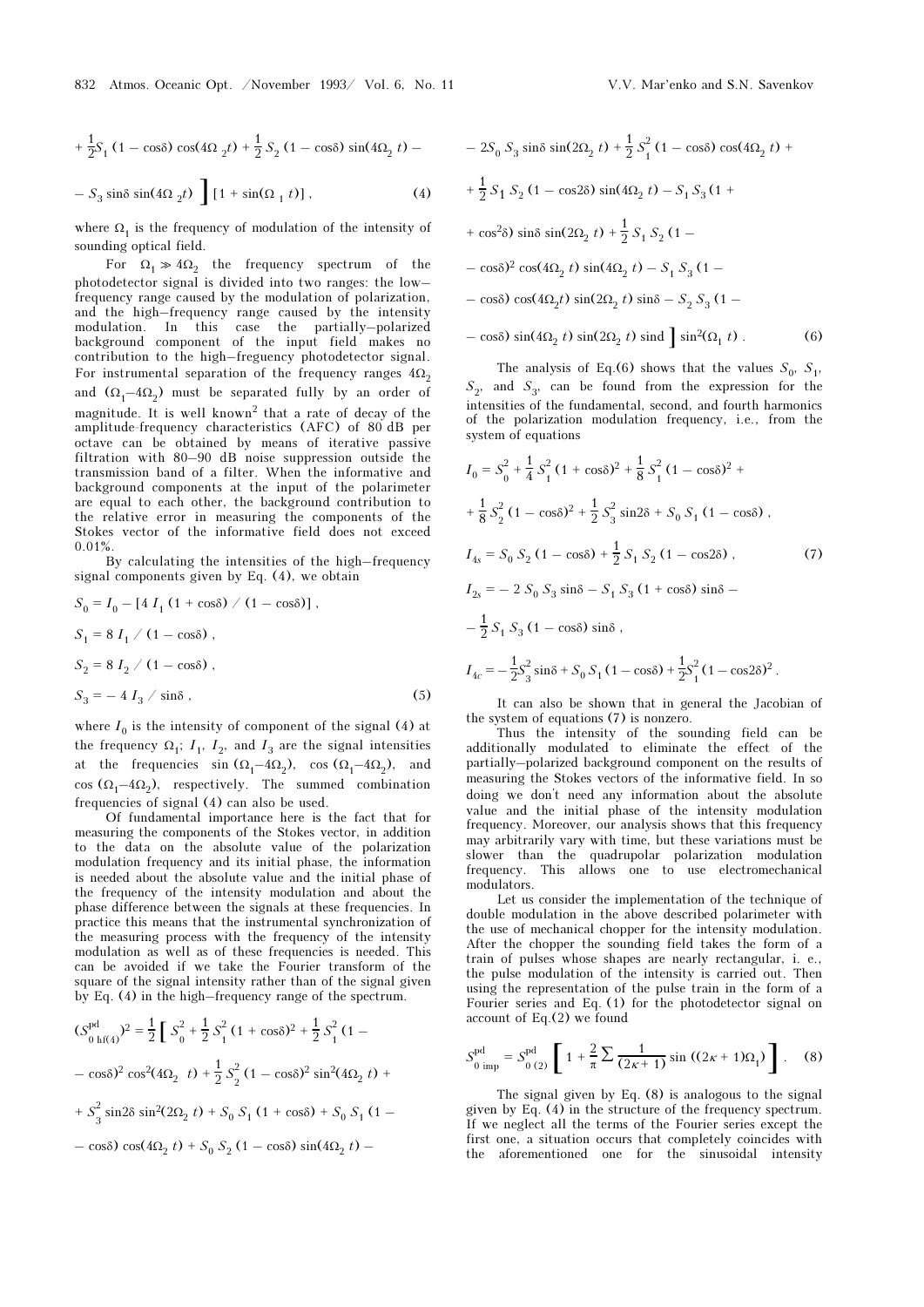$$+\frac{1}{2}S_1\,(1-\cos\delta)\cos(4\Omega_2 t)+\frac{1}{2}S_2\,(1-\cos\delta)\sin(4\Omega_2 t)-$$

$$-S_3\sin\delta\sin(4\Omega_2 t)\Big]\,[1+\sin(\Omega_1 t)]\,, \qquad (4)$$

where $\Omega_1$ is the frequency of modulation of the intensity of sounding optical field.

For $\Omega_1 \gg 4\Omega_2$ the frequency spectrum of the photodetector signal is divided into two ranges: the low–frequency range caused by the modulation of polarization, and the high–frequency range caused by the intensity modulation. In this case the partially–polarized background component of the input field makes no contribution to the high–frequency photodetector signal. For instrumental separation of the frequency ranges $4\Omega_2$ and $(\Omega_1-4\Omega_2)$ must be separated fully by an order of magnitude. It is well known[2] that a rate of decay of the amplitude-frequency characteristics (AFC) of 80 dB per octave can be obtained by means of iterative passive filtration with 80–90 dB noise suppression outside the transmission band of a filter. When the informative and background components at the input of the polarimeter are equal to each other, the background contribution to the relative error in measuring the components of the Stokes vector of the informative field does not exceed 0.01%.

By calculating the intensities of the high–frequency signal components given by Eq. (4), we obtain

$$S_0 = I_0 - [4\,I_1\,(1+\cos\delta)\,/\,(1-\cos\delta)]\,,$$

$$S_1 = 8\,I_1\,/\,(1-\cos\delta)\,,$$

$$S_2 = 8\,I_2\,/\,(1-\cos\delta)\,,$$

$$S_3 = -\,4\,I_3\,/\,\sin\delta\,, \qquad (5)$$

where $I_0$ is the intensity of component of the signal (4) at the frequency $\Omega_1$; $I_1$, $I_2$, and $I_3$ are the signal intensities at the frequencies $\sin(\Omega_1-4\Omega_2)$, $\cos(\Omega_1-4\Omega_2)$, and $\cos(\Omega_1-4\Omega_2)$, respectively. The summed combination frequencies of signal (4) can also be used.

Of fundamental importance here is the fact that for measuring the components of the Stokes vector, in addition to the data on the absolute value of the polarization modulation frequency and its initial phase, the information is needed about the absolute value and the initial phase of the frequency of the intensity modulation and about the phase difference between the signals at these frequencies. In practice this means that the instrumental synchronization of the measuring process with the frequency of the intensity modulation as well as of these frequencies is needed. This can be avoided if we take the Fourier transform of the square of the signal intensity rather than of the signal given by Eq. (4) in the high–frequency range of the spectrum.

$$(S^{\text{pd}}_{0\,\text{hf}(4)})^2 = \frac{1}{2}\Big[\,S_0^2+\frac{1}{2}S_1^2\,(1+\cos\delta)^2+\frac{1}{2}S_1^2\,(1-$$

$$-\cos\delta)^2\cos^2(4\Omega_2\;t)+\frac{1}{2}S_2^2\,(1-\cos\delta)^2\sin^2(4\Omega_2\,t)+$$

$$+S_3^2\sin 2\delta\sin^2(2\Omega_2\,t)+S_0\,S_1\,(1+\cos\delta)+S_0\,S_1\,(1-$$

$$-\cos\delta)\cos(4\Omega_2\,t)+S_0\,S_2\,(1-\cos\delta)\sin(4\Omega_2\,t)-$$

$$-2S_0\,S_3\sin\delta\sin(2\Omega_2\,t)+\frac{1}{2}S_1^2\,(1-\cos\delta)\cos(4\Omega_2\,t)+$$

$$+\frac{1}{2}S_1\,S_2\,(1-\cos 2\delta)\sin(4\Omega_2\,t)-S_1\,S_3\,(1+$$

$$+\cos^2\delta)\sin\delta\sin(2\Omega_2\,t)+\frac{1}{2}S_1\,S_2\,(1-$$

$$-\cos\delta)^2\cos(4\Omega_2\,t)\sin(4\Omega_2\,t)-S_1\,S_3\,(1-$$

$$-\cos\delta)\cos(4\Omega_2 t)\sin(2\Omega_2\,t)\sin\delta-S_2\,S_3\,(1-$$

$$-\cos\delta)\sin(4\Omega_2\,t)\sin(2\Omega_2\,t)\sin\delta\,\Big]\sin^2(\Omega_1\,t)\,. \qquad (6)$$

The analysis of Eq.(6) shows that the values $S_0$, $S_1$, $S_2$, and $S_3$, can be found from the expression for the intensities of the fundamental, second, and fourth harmonics of the polarization modulation frequency, i.e., from the system of equations

$$I_0 = S_0^2+\frac{1}{4}S_1^2\,(1+\cos\delta)^2+\frac{1}{8}S_1^2\,(1-\cos\delta)^2+$$

$$+\frac{1}{8}S_2^2\,(1-\cos\delta)^2+\frac{1}{2}S_3^2\sin 2\delta+S_0\,S_1\,(1-\cos\delta)\,,$$

$$I_{4s} = S_0\,S_2\,(1-\cos\delta)+\frac{1}{2}S_1\,S_2\,(1-\cos 2\delta)\,, \qquad (7)$$

$$I_{2s} = -\,2\,S_0\,S_3\sin\delta-S_1\,S_3\,(1+\cos\delta)\sin\delta-$$

$$-\frac{1}{2}S_1\,S_3\,(1-\cos\delta)\sin\delta\,,$$

$$I_{4c} = -\frac{1}{2}S_3^2\sin\delta+S_0\,S_1\,(1-\cos\delta)+\frac{1}{2}S_1^2\,(1-\cos 2\delta)^2\,.$$

It can also be shown that in general the Jacobian of the system of equations (7) is nonzero.

Thus the intensity of the sounding field can be additionally modulated to eliminate the effect of the partially–polarized background component on the results of measuring the Stokes vectors of the informative field. In so doing we don't need any information about the absolute value and the initial phase of the intensity modulation frequency. Moreover, our analysis shows that this frequency may arbitrarily vary with time, but these variations must be slower than the quadrupolar polarization modulation frequency. This allows one to use electromechanical modulators.

Let us consider the implementation of the technique of double modulation in the above described polarimeter with the use of mechanical chopper for the intensity modulation. After the chopper the sounding field takes the form of a train of pulses whose shapes are nearly rectangular, i. e., the pulse modulation of the intensity is carried out. Then using the representation of the pulse train in the form of a Fourier series and Eq. (1) for the photodetector signal on account of Eq.(2) we found

$$S^{\text{pd}}_{0\;\text{imp}} = S^{\text{pd}}_{0\,(2)}\left[\,1+\frac{2}{\pi}\sum\frac{1}{(2\kappa+1)}\sin\left((2\kappa+1)\Omega_1\right)\right]. \qquad (8)$$

The signal given by Eq. (8) is analogous to the signal given by Eq. (4) in the structure of the frequency spectrum. If we neglect all the terms of the Fourier series except the first one, a situation occurs that completely coincides with the aforementioned one for the sinusoidal intensity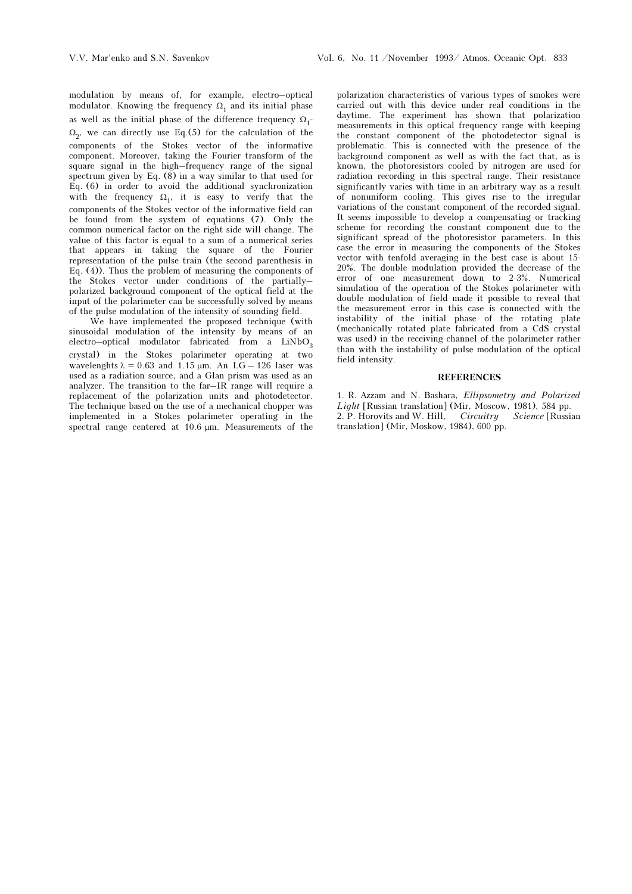modulation by means of, for example, electro–optical modulator. Knowing the frequency $\Omega_1$ and its initial phase as well as the initial phase of the difference frequency $\Omega_1$-$\Omega_2$, we can directly use Eq.(5) for the calculation of the components of the Stokes vector of the informative component. Moreover, taking the Fourier transform of the square signal in the high–frequency range of the signal spectrum given by Eq. (8) in a way similar to that used for Eq. (6) in order to avoid the additional synchronization with the frequency $\Omega_1$, it is easy to verify that the components of the Stokes vector of the informative field can be found from the system of equations (7). Only the common numerical factor on the right side will change. The value of this factor is equal to a sum of a numerical series that appears in taking the square of the Fourier representation of the pulse train (the second parenthesis in Eq. (4)). Thus the problem of measuring the components of the Stokes vector under conditions of the partially–polarized background component of the optical field at the input of the polarimeter can be successfully solved by means of the pulse modulation of the intensity of sounding field.

We have implemented the proposed technique (with sinusoidal modulation of the intensity by means of an electro–optical modulator fabricated from a $LiNbO_3$ crystal) in the Stokes polarimeter operating at two wavelenghts $\lambda = 0.63$ and 1.15 μm. An LG – 126 laser was used as a radiation source, and a Glan prism was used as an analyzer. The transition to the far–IR range will require a replacement of the polarization units and photodetector. The technique based on the use of a mechanical chopper was implemented in a Stokes polarimeter operating in the spectral range centered at 10.6 μm. Measurements of the polarization characteristics of various types of smokes were carried out with this device under real conditions in the daytime. The experiment has shown that polarization measurements in this optical frequency range with keeping the constant component of the photodetector signal is problematic. This is connected with the presence of the background component as well as with the fact that, as is known, the photoresistors cooled by nitrogen are used for radiation recording in this spectral range. Their resistance significantly varies with time in an arbitrary way as a result of nonuniform cooling. This gives rise to the irregular variations of the constant component of the recorded signal. It seems impossible to develop a compensating or tracking scheme for recording the constant component due to the significant spread of the photoresistor parameters. In this case the error in measuring the components of the Stokes vector with tenfold averaging in the best case is about 15-20%. The double modulation provided the decrease of the error of one measurement down to 2-3%. Numerical simulation of the operation of the Stokes polarimeter with double modulation of field made it possible to reveal that the measurement error in this case is connected with the instability of the initial phase of the rotating plate (mechanically rotated plate fabricated from a CdS crystal was used) in the receiving channel of the polarimeter rather than with the instability of pulse modulation of the optical field intensity.

## REFERENCES

1. R. Azzam and N. Bashara, *Ellipsometry and Polarized Light* [Russian translation] (Mir, Moscow, 1981), 584 pp.
2. P. Horovits and W. Hill, *Circuitry Science* [Russian translation] (Mir, Moskow, 1984), 600 pp.